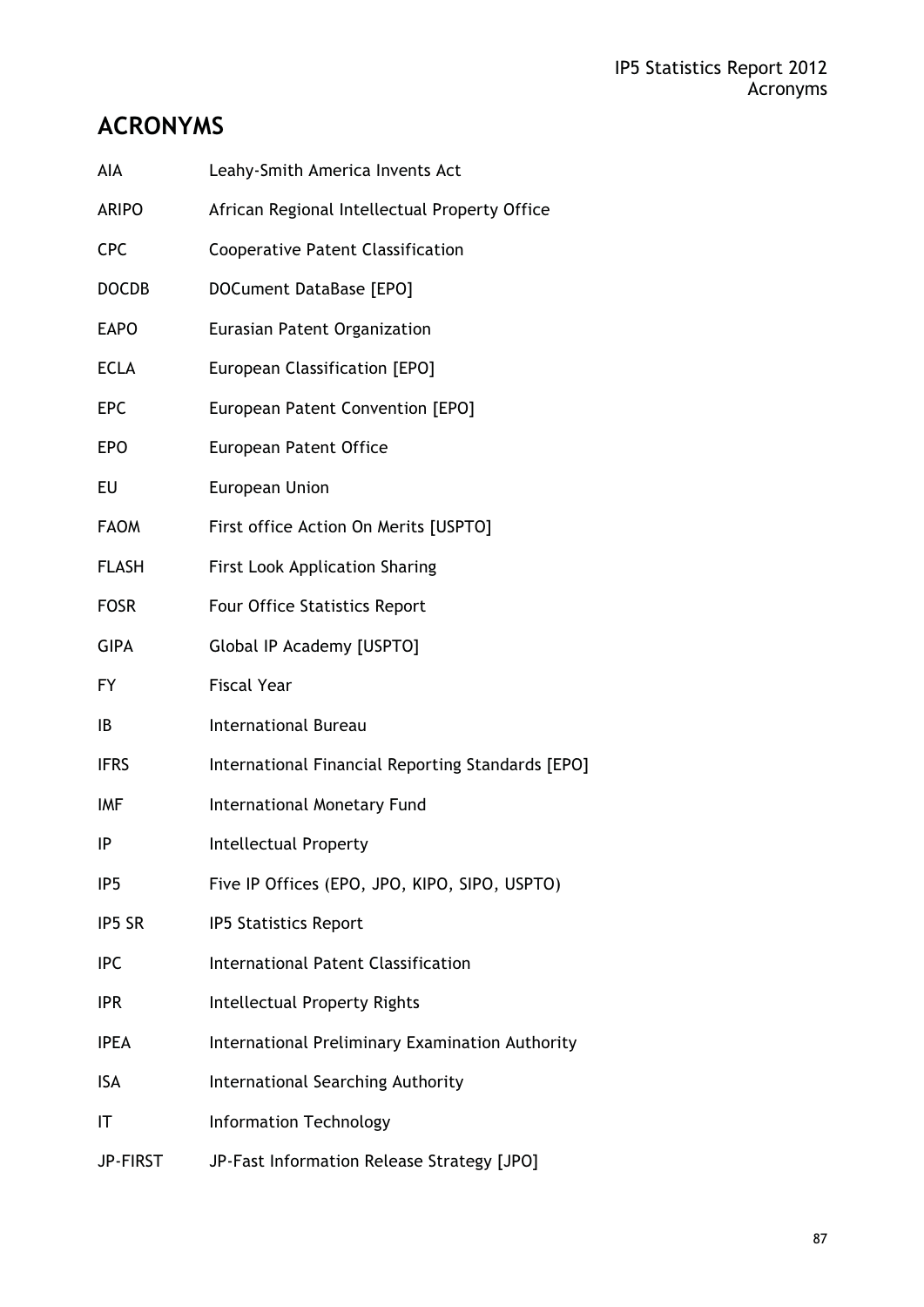# ACRONYMS

| | |
|---|---|
| AIA | Leahy-Smith America Invents Act |
| ARIPO | African Regional Intellectual Property Office |
| CPC | Cooperative Patent Classification |
| DOCDB | DOCument DataBase [EPO] |
| EAPO | Eurasian Patent Organization |
| ECLA | European Classification [EPO] |
| EPC | European Patent Convention [EPO] |
| EPO | European Patent Office |
| EU | European Union |
| FAOM | First office Action On Merits [USPTO] |
| FLASH | First Look Application Sharing |
| FOSR | Four Office Statistics Report |
| GIPA | Global IP Academy [USPTO] |
| FY | Fiscal Year |
| IB | International Bureau |
| IFRS | International Financial Reporting Standards [EPO] |
| IMF | International Monetary Fund |
| IP | Intellectual Property |
| IP5 | Five IP Offices (EPO, JPO, KIPO, SIPO, USPTO) |
| IP5 SR | IP5 Statistics Report |
| IPC | International Patent Classification |
| IPR | Intellectual Property Rights |
| IPEA | International Preliminary Examination Authority |
| ISA | International Searching Authority |
| IT | Information Technology |
| JP-FIRST | JP-Fast Information Release Strategy [JPO] |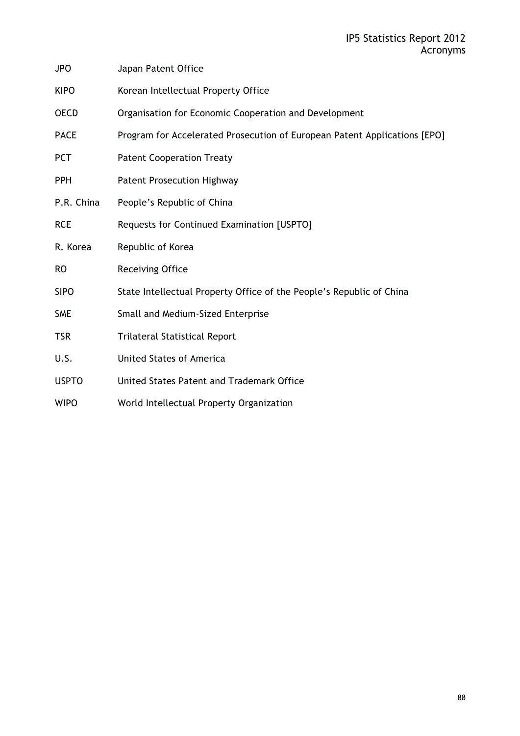| | |
|---|---|
| JPO | Japan Patent Office |
| KIPO | Korean Intellectual Property Office |
| OECD | Organisation for Economic Cooperation and Development |
| PACE | Program for Accelerated Prosecution of European Patent Applications [EPO] |
| PCT | Patent Cooperation Treaty |
| PPH | Patent Prosecution Highway |
| P.R. China | People's Republic of China |
| RCE | Requests for Continued Examination [USPTO] |
| R. Korea | Republic of Korea |
| RO | Receiving Office |
| SIPO | State Intellectual Property Office of the People's Republic of China |
| SME | Small and Medium-Sized Enterprise |
| TSR | Trilateral Statistical Report |
| U.S. | United States of America |
| USPTO | United States Patent and Trademark Office |
| WIPO | World Intellectual Property Organization |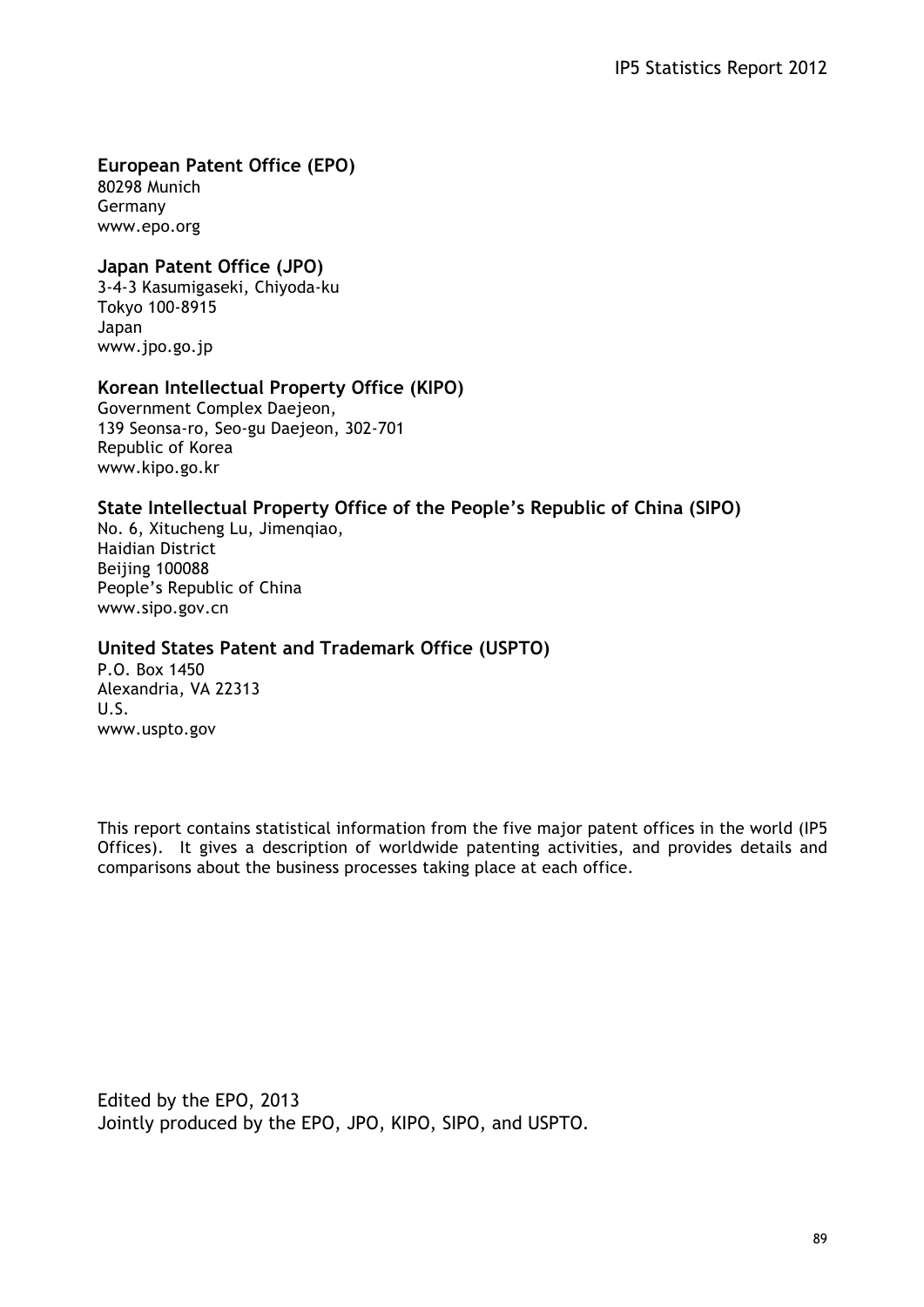**European Patent Office (EPO)**
80298 Munich
Germany
www.epo.org

**Japan Patent Office (JPO)**
3-4-3 Kasumigaseki, Chiyoda-ku
Tokyo 100-8915
Japan
www.jpo.go.jp

**Korean Intellectual Property Office (KIPO)**
Government Complex Daejeon,
139 Seonsa-ro, Seo-gu Daejeon, 302-701
Republic of Korea
www.kipo.go.kr

**State Intellectual Property Office of the People's Republic of China (SIPO)**
No. 6, Xitucheng Lu, Jimenqiao,
Haidian District
Beijing 100088
People's Republic of China
www.sipo.gov.cn

**United States Patent and Trademark Office (USPTO)**
P.O. Box 1450
Alexandria, VA 22313
U.S.
www.uspto.gov

This report contains statistical information from the five major patent offices in the world (IP5 Offices). It gives a description of worldwide patenting activities, and provides details and comparisons about the business processes taking place at each office.

Edited by the EPO, 2013
Jointly produced by the EPO, JPO, KIPO, SIPO, and USPTO.